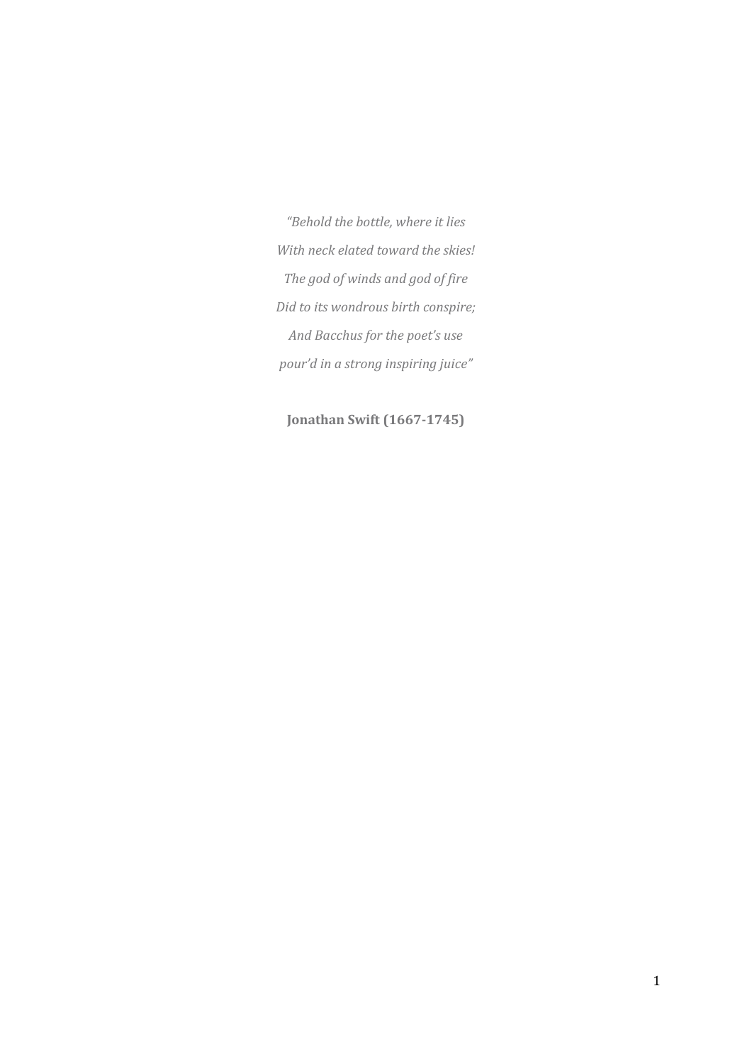*"Behold the bottle, where it lies*  
*With neck elated toward the skies!*  
*The god of winds and god of fire*  
*Did to its wondrous birth conspire;*  
*And Bacchus for the poet's use*  
*pour'd in a strong inspiring juice"*

**Jonathan Swift (1667-1745)**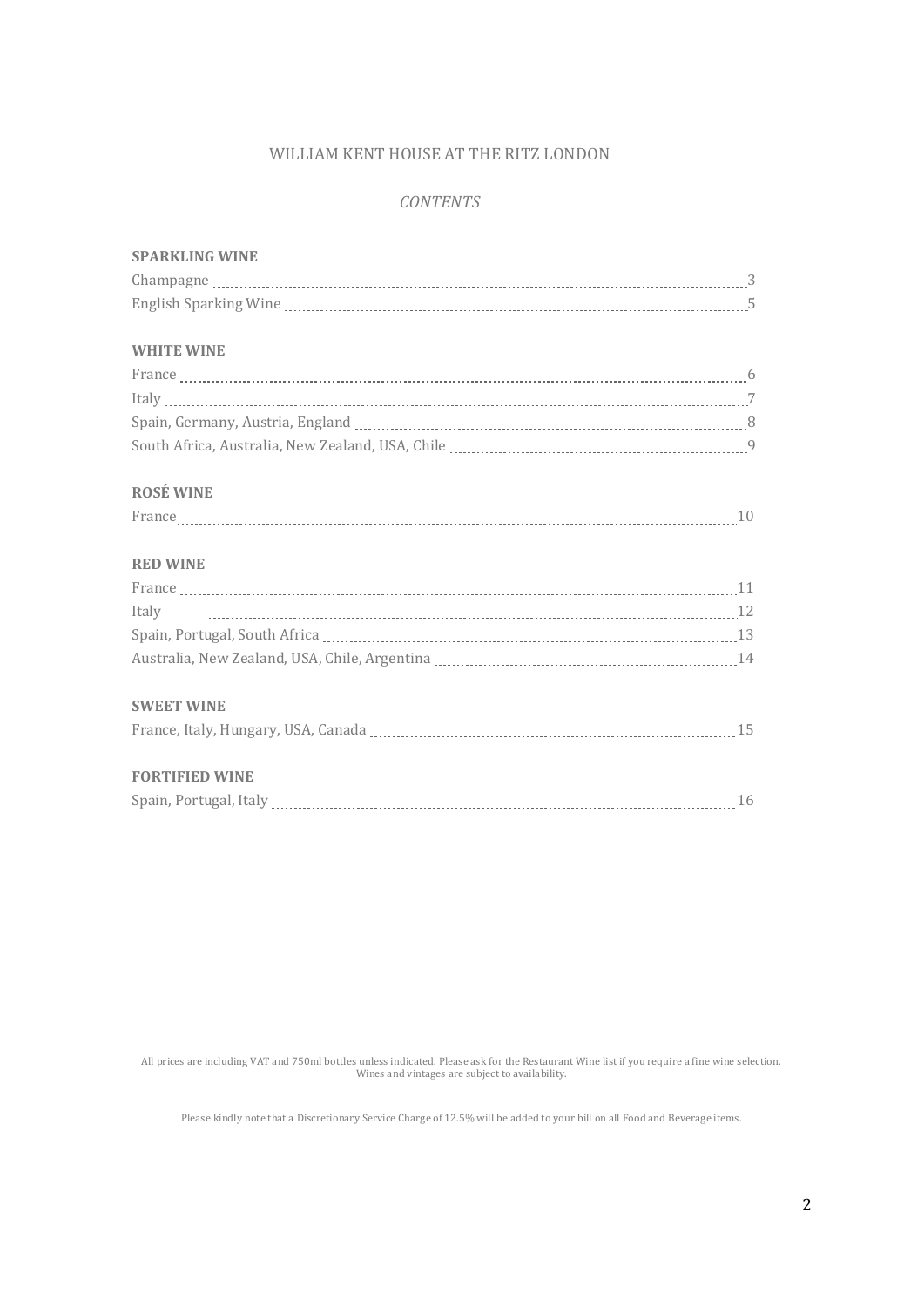# WILLIAM KENT HOUSE AT THE RITZ LONDON

*CONTENTS*

**SPARKLING WINE**

Champagne .................................................. 3
English Sparking Wine .................................................. 5

**WHITE WINE**

France .................................................. 6
Italy .................................................. 7
Spain, Germany, Austria, England .................................................. 8
South Africa, Australia, New Zealand, USA, Chile .................................................. 9

**ROSÉ WINE**

France .................................................. 10

**RED WINE**

France .................................................. 11
Italy .................................................. 12
Spain, Portugal, South Africa .................................................. 13
Australia, New Zealand, USA, Chile, Argentina .................................................. 14

**SWEET WINE**

France, Italy, Hungary, USA, Canada .................................................. 15

**FORTIFIED WINE**

Spain, Portugal, Italy .................................................. 16

All prices are including VAT and 750ml bottles unless indicated. Please ask for the Restaurant Wine list if you require a fine wine selection. Wines and vintages are subject to availability.

Please kindly note that a Discretionary Service Charge of 12.5% will be added to your bill on all Food and Beverage items.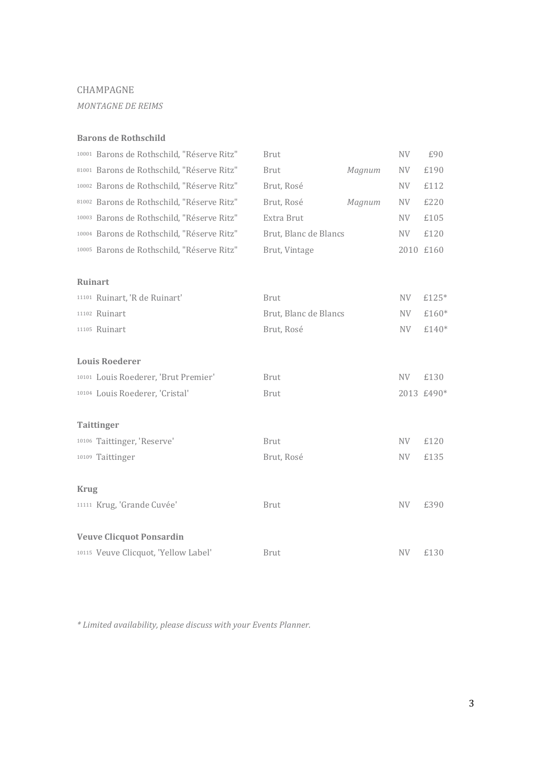# CHAMPAGNE

*MONTAGNE DE REIMS*

**Barons de Rothschild**

| | | | | | |
|---|---|---|---|---|---|
| 10001 | Barons de Rothschild, "Réserve Ritz" | Brut | | NV | £90 |
| 81001 | Barons de Rothschild, "Réserve Ritz" | Brut | *Magnum* | NV | £190 |
| 10002 | Barons de Rothschild, "Réserve Ritz" | Brut, Rosé | | NV | £112 |
| 81002 | Barons de Rothschild, "Réserve Ritz" | Brut, Rosé | *Magnum* | NV | £220 |
| 10003 | Barons de Rothschild, "Réserve Ritz" | Extra Brut | | NV | £105 |
| 10004 | Barons de Rothschild, "Réserve Ritz" | Brut, Blanc de Blancs | | NV | £120 |
| 10005 | Barons de Rothschild, "Réserve Ritz" | Brut, Vintage | | 2010 | £160 |

**Ruinart**

| | | | | | |
|---|---|---|---|---|---|
| 11101 | Ruinart, 'R de Ruinart' | Brut | | NV | £125* |
| 11102 | Ruinart | Brut, Blanc de Blancs | | NV | £160* |
| 11105 | Ruinart | Brut, Rosé | | NV | £140* |

**Louis Roederer**

| | | | | | |
|---|---|---|---|---|---|
| 10101 | Louis Roederer, 'Brut Premier' | Brut | | NV | £130 |
| 10104 | Louis Roederer, 'Cristal' | Brut | | 2013 | £490* |

**Taittinger**

| | | | | | |
|---|---|---|---|---|---|
| 10106 | Taittinger, 'Reserve' | Brut | | NV | £120 |
| 10109 | Taittinger | Brut, Rosé | | NV | £135 |

**Krug**

| | | | | | |
|---|---|---|---|---|---|
| 11111 | Krug, 'Grande Cuvée' | Brut | | NV | £390 |

**Veuve Clicquot Ponsardin**

| | | | | | |
|---|---|---|---|---|---|
| 10115 | Veuve Clicquot, 'Yellow Label' | Brut | | NV | £130 |

*\* Limited availability, please discuss with your Events Planner.*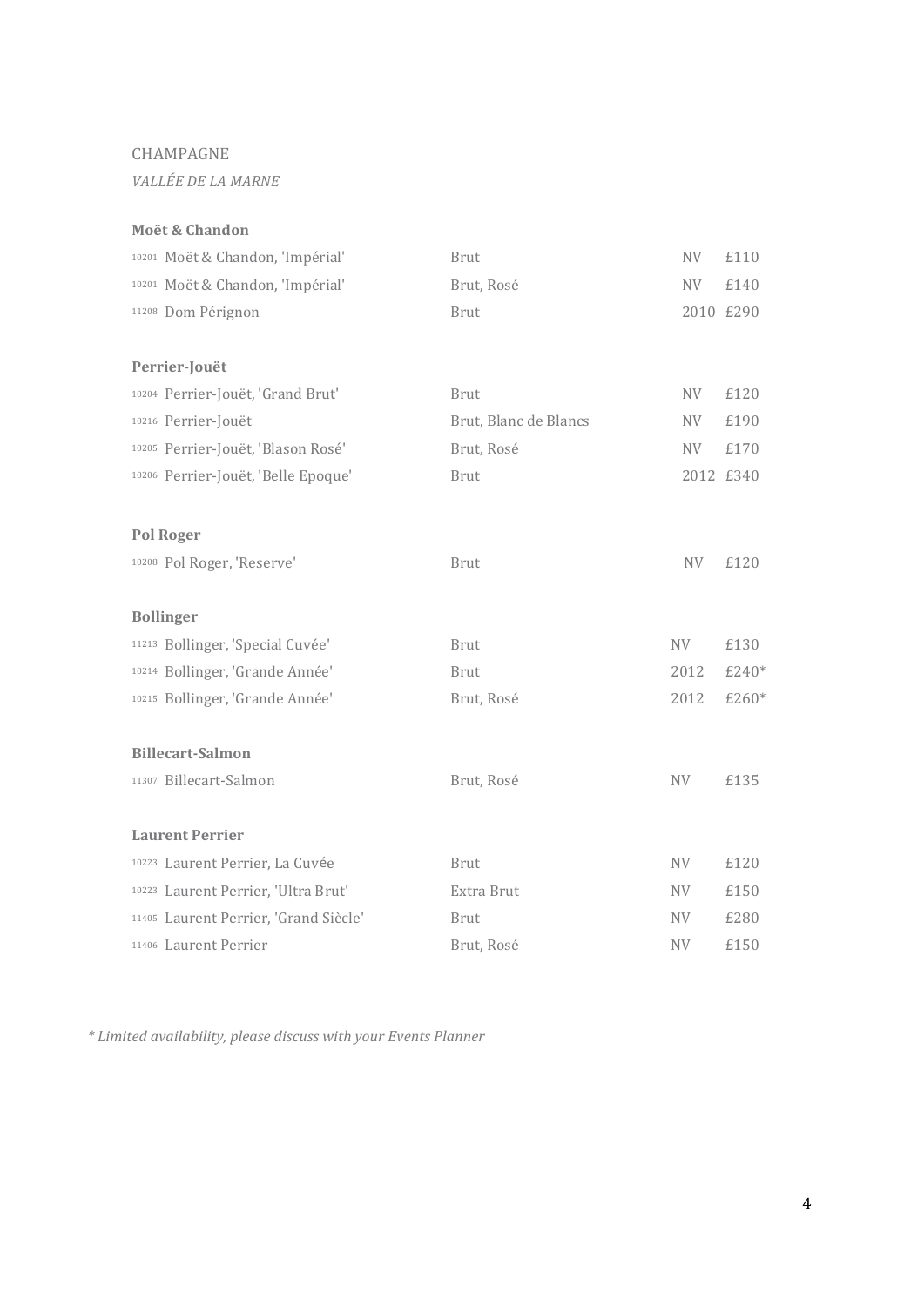CHAMPAGNE

*VALLÉE DE LA MARNE*

**Moët & Chandon**

| | | | |
|---|---|---|---|
| 10201 Moët & Chandon, 'Impérial' | Brut | NV | £110 |
| 10201 Moët & Chandon, 'Impérial' | Brut, Rosé | NV | £140 |
| 11208 Dom Pérignon | Brut | 2010 | £290 |

**Perrier-Jouët**

| | | | |
|---|---|---|---|
| 10204 Perrier-Jouët, 'Grand Brut' | Brut | NV | £120 |
| 10216 Perrier-Jouët | Brut, Blanc de Blancs | NV | £190 |
| 10205 Perrier-Jouët, 'Blason Rosé' | Brut, Rosé | NV | £170 |
| 10206 Perrier-Jouët, 'Belle Epoque' | Brut | 2012 | £340 |

**Pol Roger**

| | | | |
|---|---|---|---|
| 10208 Pol Roger, 'Reserve' | Brut | NV | £120 |

**Bollinger**

| | | | |
|---|---|---|---|
| 11213 Bollinger, 'Special Cuvée' | Brut | NV | £130 |
| 10214 Bollinger, 'Grande Année' | Brut | 2012 | £240* |
| 10215 Bollinger, 'Grande Année' | Brut, Rosé | 2012 | £260* |

**Billecart-Salmon**

| | | | |
|---|---|---|---|
| 11307 Billecart-Salmon | Brut, Rosé | NV | £135 |

**Laurent Perrier**

| | | | |
|---|---|---|---|
| 10223 Laurent Perrier, La Cuvée | Brut | NV | £120 |
| 10223 Laurent Perrier, 'Ultra Brut' | Extra Brut | NV | £150 |
| 11405 Laurent Perrier, 'Grand Siècle' | Brut | NV | £280 |
| 11406 Laurent Perrier | Brut, Rosé | NV | £150 |

*\* Limited availability, please discuss with your Events Planner*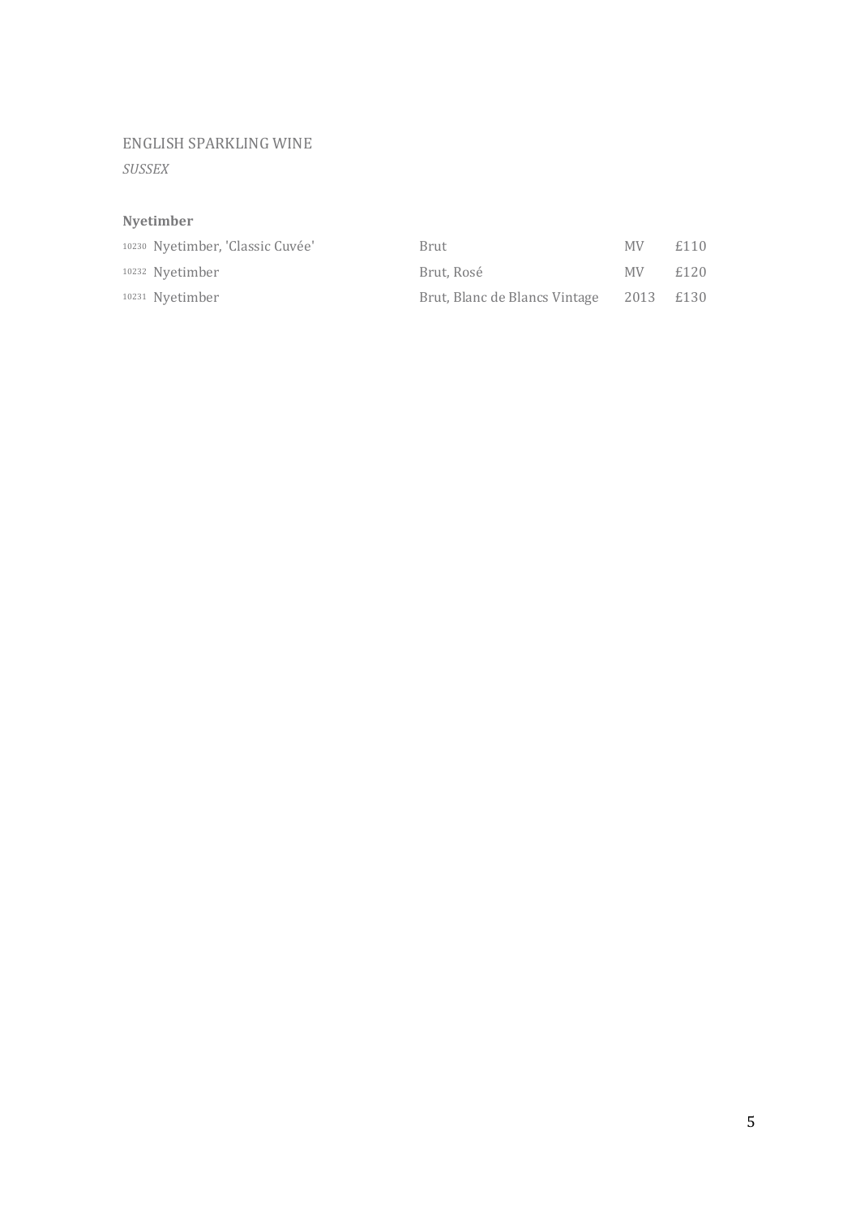## ENGLISH SPARKLING WINE

*SUSSEX*

### Nyetimber

| | | | | |
|---|---|---|---|---|
| 10230 | Nyetimber, 'Classic Cuvée' | Brut | MV | £110 |
| 10232 | Nyetimber | Brut, Rosé | MV | £120 |
| 10231 | Nyetimber | Brut, Blanc de Blancs Vintage | 2013 | £130 |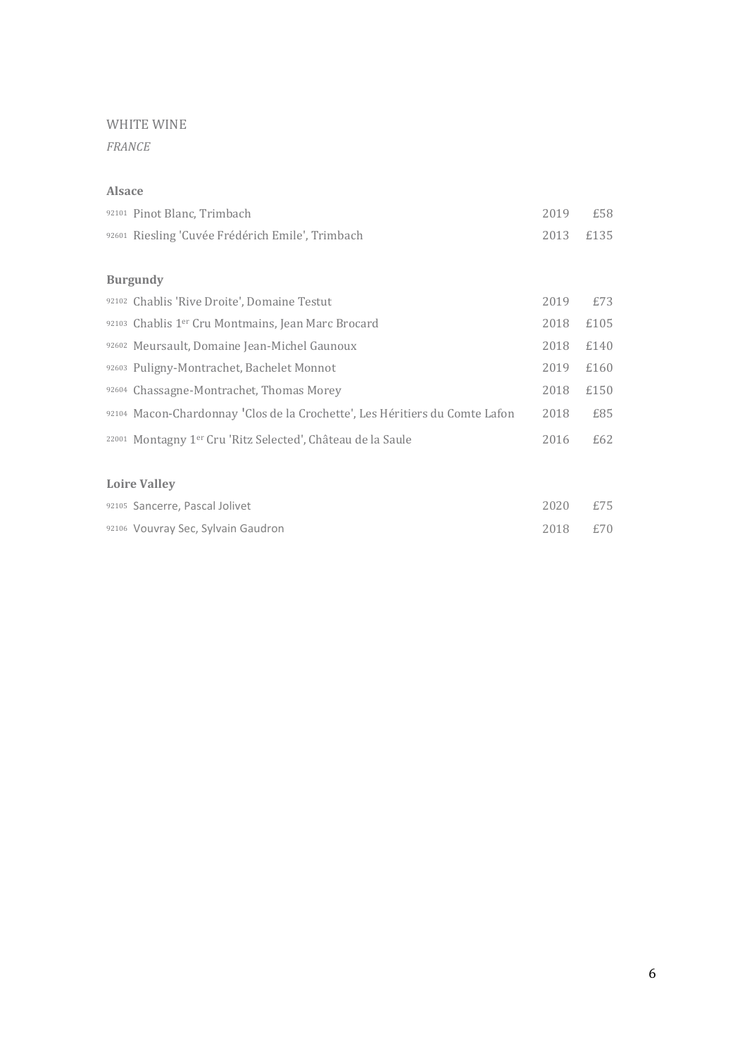# WHITE WINE

*FRANCE*

### Alsace

| | | | |
|---|---|---|---|
| 92101 | Pinot Blanc, Trimbach | 2019 | £58 |
| 92601 | Riesling 'Cuvée Frédérich Emile', Trimbach | 2013 | £135 |

### Burgundy

| | | | |
|---|---|---|---|
| 92102 | Chablis 'Rive Droite', Domaine Testut | 2019 | £73 |
| 92103 | Chablis 1er Cru Montmains, Jean Marc Brocard | 2018 | £105 |
| 92602 | Meursault, Domaine Jean-Michel Gaunoux | 2018 | £140 |
| 92603 | Puligny-Montrachet, Bachelet Monnot | 2019 | £160 |
| 92604 | Chassagne-Montrachet, Thomas Morey | 2018 | £150 |
| 92104 | Macon-Chardonnay 'Clos de la Crochette', Les Héritiers du Comte Lafon | 2018 | £85 |
| 22001 | Montagny 1er Cru 'Ritz Selected', Château de la Saule | 2016 | £62 |

### Loire Valley

| | | | |
|---|---|---|---|
| 92105 | Sancerre, Pascal Jolivet | 2020 | £75 |
| 92106 | Vouvray Sec, Sylvain Gaudron | 2018 | £70 |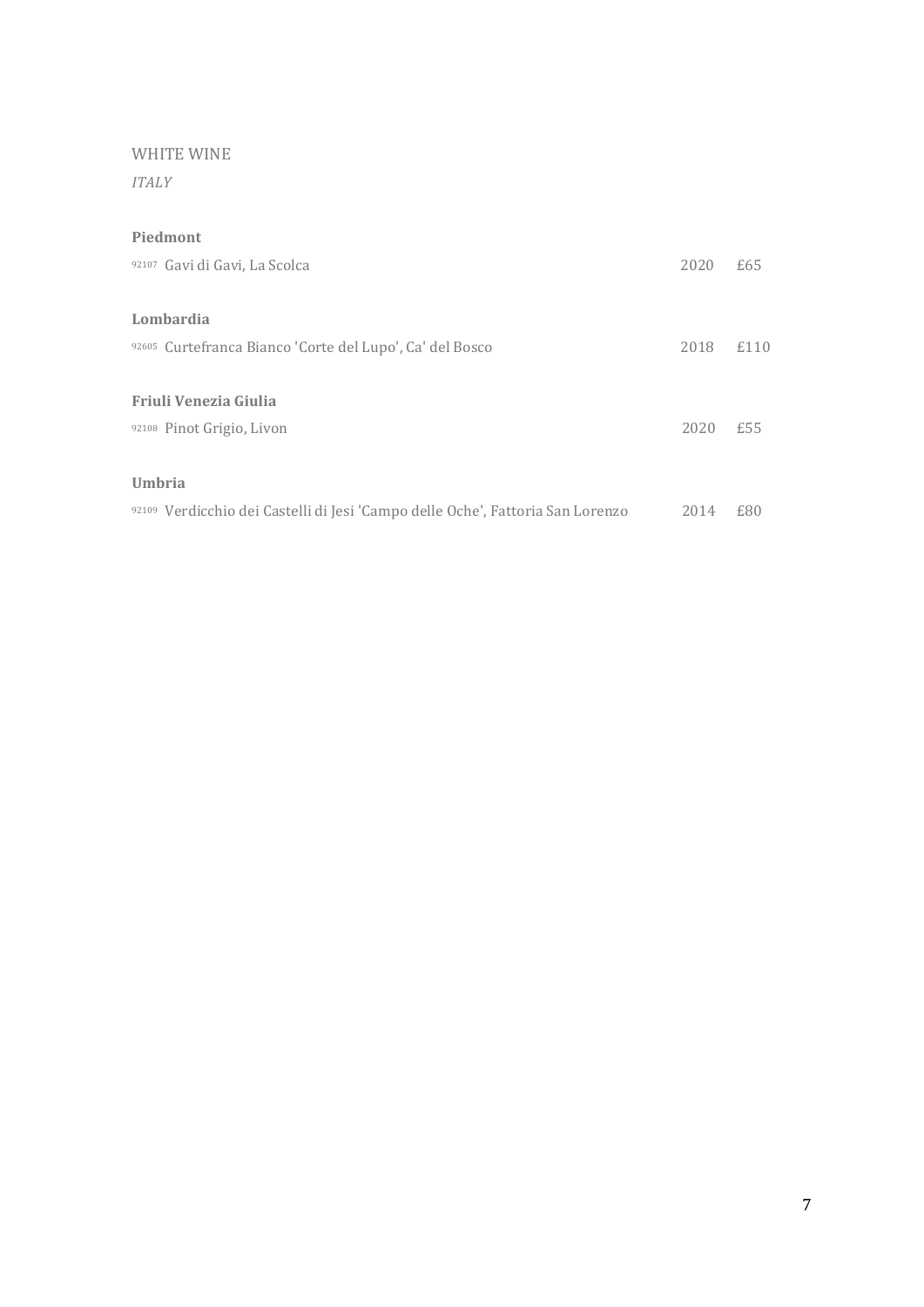WHITE WINE

*ITALY*

**Piedmont**

92107 Gavi di Gavi, La Scolca 2020 £65

**Lombardia**

92605 Curtefranca Bianco 'Corte del Lupo', Ca' del Bosco 2018 £110

**Friuli Venezia Giulia**

92108 Pinot Grigio, Livon 2020 £55

**Umbria**

92109 Verdicchio dei Castelli di Jesi 'Campo delle Oche', Fattoria San Lorenzo 2014 £80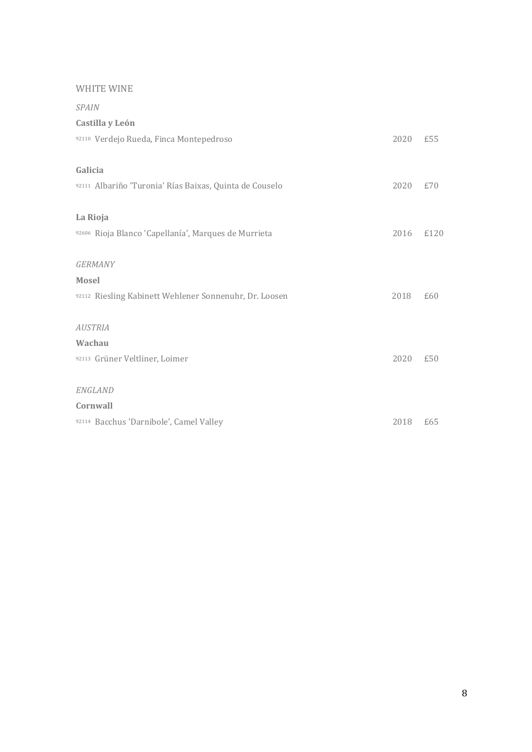## WHITE WINE

*SPAIN*

**Castilla y León**

| | | | |
|---|---|---|---|
| 92110 | Verdejo Rueda, Finca Montepedroso | 2020 | £55 |

**Galicia**

| | | | |
|---|---|---|---|
| 92111 | Albariño 'Turonia' Rías Baixas, Quinta de Couselo | 2020 | £70 |

**La Rioja**

| | | | |
|---|---|---|---|
| 92606 | Rioja Blanco 'Capellanía', Marques de Murrieta | 2016 | £120 |

*GERMANY*

**Mosel**

| | | | |
|---|---|---|---|
| 92112 | Riesling Kabinett Wehlener Sonnenuhr, Dr. Loosen | 2018 | £60 |

*AUSTRIA*

**Wachau**

| | | | |
|---|---|---|---|
| 92113 | Grüner Veltliner, Loimer | 2020 | £50 |

*ENGLAND*

**Cornwall**

| | | | |
|---|---|---|---|
| 92114 | Bacchus 'Darnibole', Camel Valley | 2018 | £65 |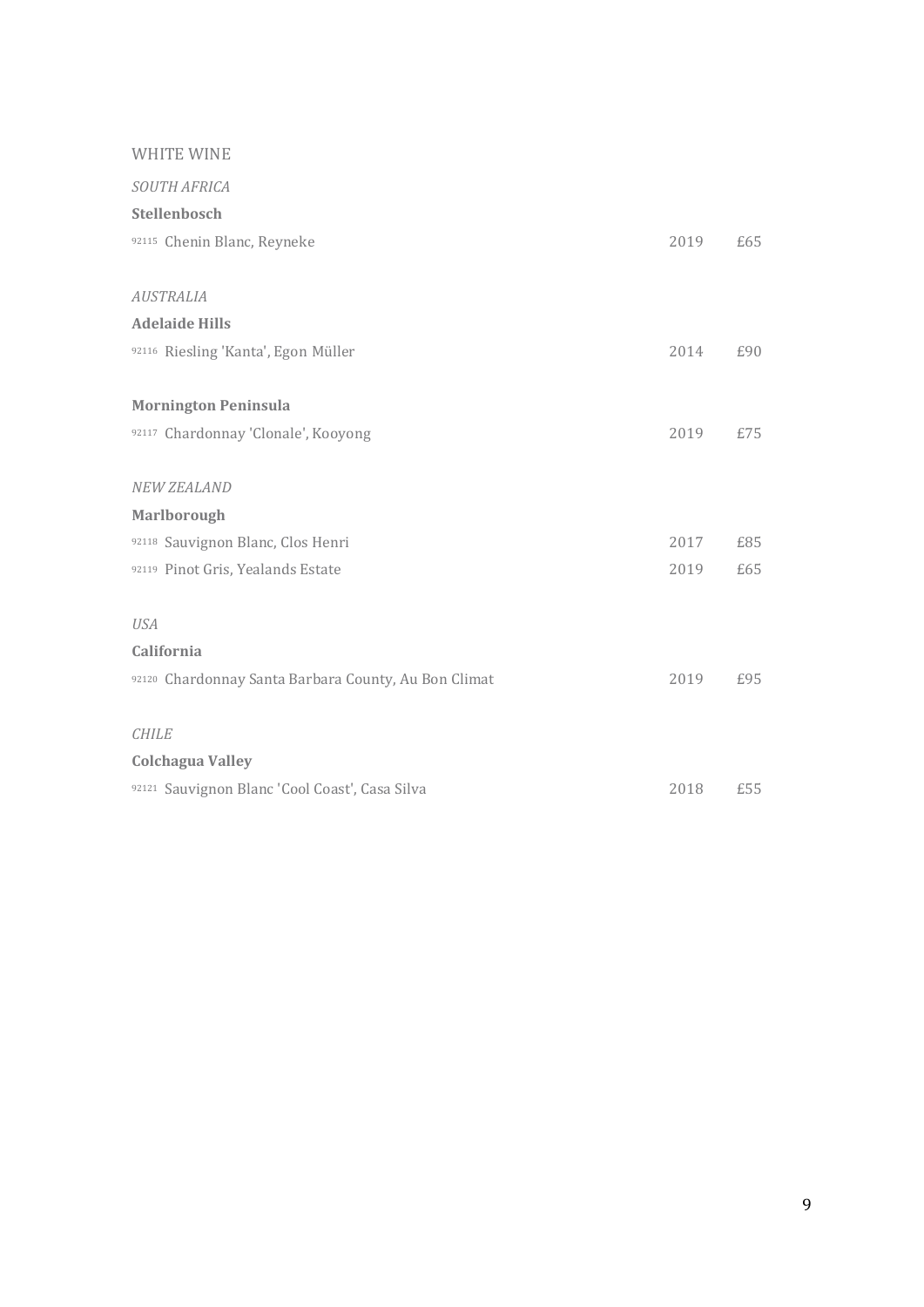WHITE WINE

*SOUTH AFRICA*

**Stellenbosch**

| | | | |
|---|---|---|---|
| 92115 | Chenin Blanc, Reyneke | 2019 | £65 |

*AUSTRALIA*

**Adelaide Hills**

| | | | |
|---|---|---|---|
| 92116 | Riesling 'Kanta', Egon Müller | 2014 | £90 |

**Mornington Peninsula**

| | | | |
|---|---|---|---|
| 92117 | Chardonnay 'Clonale', Kooyong | 2019 | £75 |

*NEW ZEALAND*

**Marlborough**

| | | | |
|---|---|---|---|
| 92118 | Sauvignon Blanc, Clos Henri | 2017 | £85 |
| 92119 | Pinot Gris, Yealands Estate | 2019 | £65 |

*USA*

**California**

| | | | |
|---|---|---|---|
| 92120 | Chardonnay Santa Barbara County, Au Bon Climat | 2019 | £95 |

*CHILE*

**Colchagua Valley**

| | | | |
|---|---|---|---|
| 92121 | Sauvignon Blanc 'Cool Coast', Casa Silva | 2018 | £55 |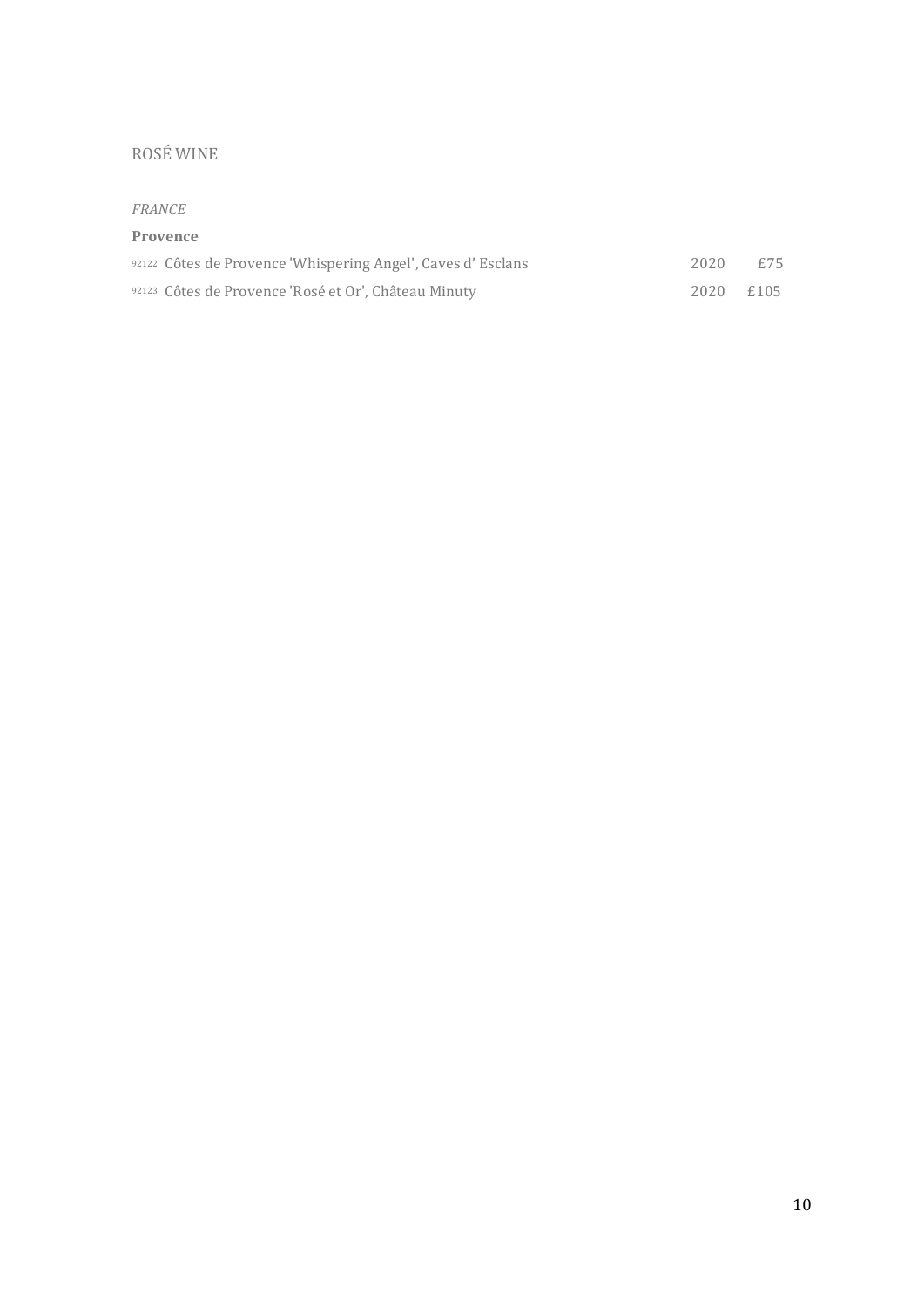# ROSÉ WINE

*FRANCE*

**Provence**

| | | | |
|---|---|---|---|
| 92122 | Côtes de Provence 'Whispering Angel', Caves d' Esclans | 2020 | £75 |
| 92123 | Côtes de Provence 'Rosé et Or', Château Minuty | 2020 | £105 |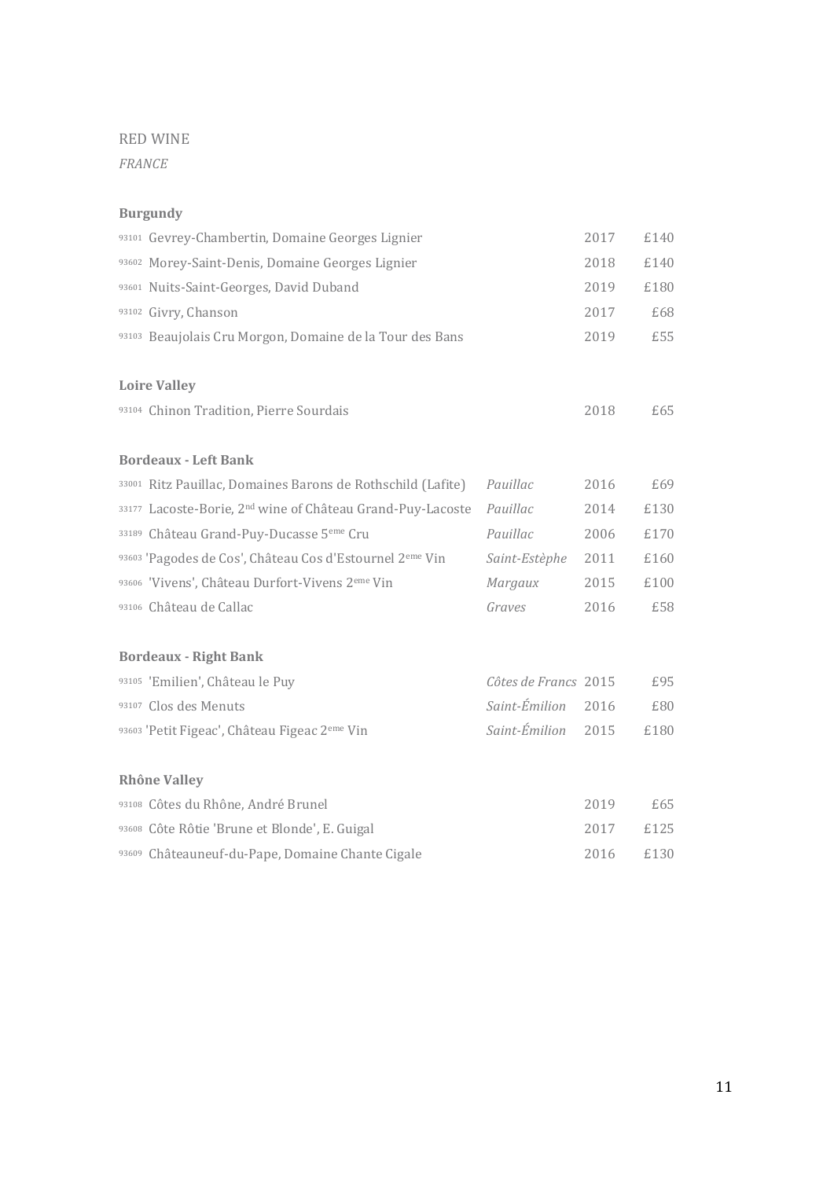RED WINE

*FRANCE*

**Burgundy**

| | | | |
|---|---|---|---|
| 93101 Gevrey-Chambertin, Domaine Georges Lignier | | 2017 | £140 |
| 93602 Morey-Saint-Denis, Domaine Georges Lignier | | 2018 | £140 |
| 93601 Nuits-Saint-Georges, David Duband | | 2019 | £180 |
| 93102 Givry, Chanson | | 2017 | £68 |
| 93103 Beaujolais Cru Morgon, Domaine de la Tour des Bans | | 2019 | £55 |

**Loire Valley**

| | | | |
|---|---|---|---|
| 93104 Chinon Tradition, Pierre Sourdais | | 2018 | £65 |

**Bordeaux - Left Bank**

| | | | |
|---|---|---|---|
| 33001 Ritz Pauillac, Domaines Barons de Rothschild (Lafite) | *Pauillac* | 2016 | £69 |
| 33177 Lacoste-Borie, 2nd wine of Château Grand-Puy-Lacoste | *Pauillac* | 2014 | £130 |
| 33189 Château Grand-Puy-Ducasse 5eme Cru | *Pauillac* | 2006 | £170 |
| 93603 'Pagodes de Cos', Château Cos d'Estournel 2eme Vin | *Saint-Estèphe* | 2011 | £160 |
| 93606 'Vivens', Château Durfort-Vivens 2eme Vin | *Margaux* | 2015 | £100 |
| 93106 Château de Callac | *Graves* | 2016 | £58 |

**Bordeaux - Right Bank**

| | | | |
|---|---|---|---|
| 93105 'Emilien', Château le Puy | *Côtes de Francs* | 2015 | £95 |
| 93107 Clos des Menuts | *Saint-Émilion* | 2016 | £80 |
| 93603 'Petit Figeac', Château Figeac 2eme Vin | *Saint-Émilion* | 2015 | £180 |

**Rhône Valley**

| | | | |
|---|---|---|---|
| 93108 Côtes du Rhône, André Brunel | | 2019 | £65 |
| 93608 Côte Rôtie 'Brune et Blonde', E. Guigal | | 2017 | £125 |
| 93609 Châteauneuf-du-Pape, Domaine Chante Cigale | | 2016 | £130 |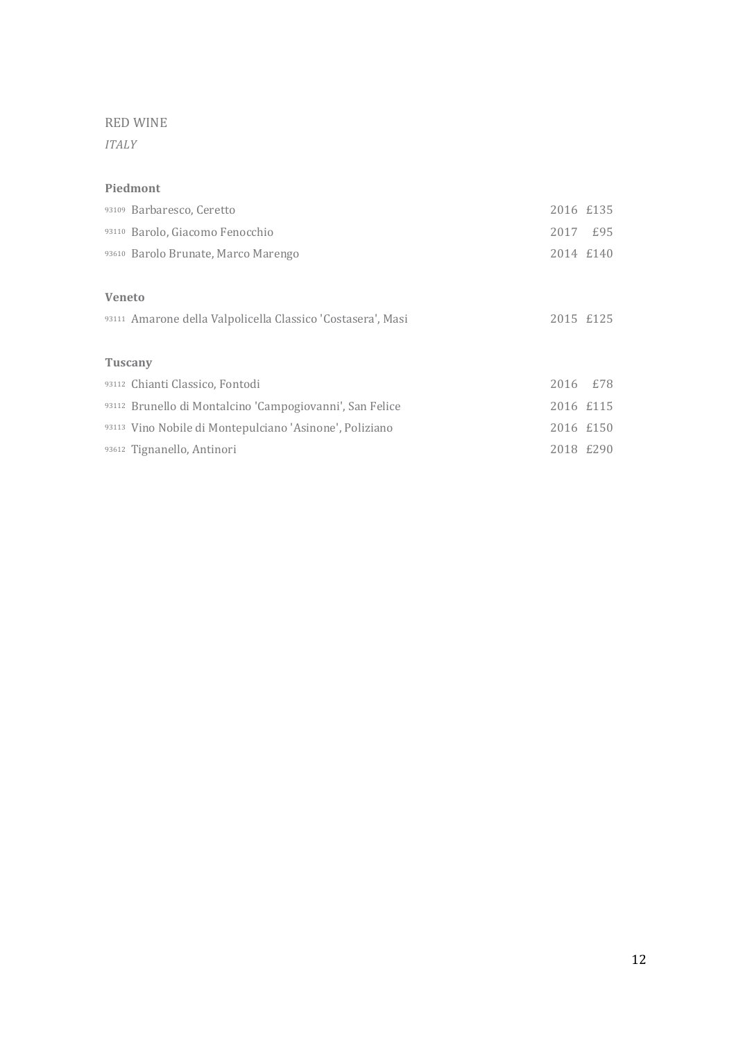RED WINE

*ITALY*

**Piedmont**

| | | | |
|---|---|---|---|
| 93109 | Barbaresco, Ceretto | 2016 | £135 |
| 93110 | Barolo, Giacomo Fenocchio | 2017 | £95 |
| 93610 | Barolo Brunate, Marco Marengo | 2014 | £140 |

**Veneto**

| | | | |
|---|---|---|---|
| 93111 | Amarone della Valpolicella Classico 'Costasera', Masi | 2015 | £125 |

**Tuscany**

| | | | |
|---|---|---|---|
| 93112 | Chianti Classico, Fontodi | 2016 | £78 |
| 93112 | Brunello di Montalcino 'Campogiovanni', San Felice | 2016 | £115 |
| 93113 | Vino Nobile di Montepulciano 'Asinone', Poliziano | 2016 | £150 |
| 93612 | Tignanello, Antinori | 2018 | £290 |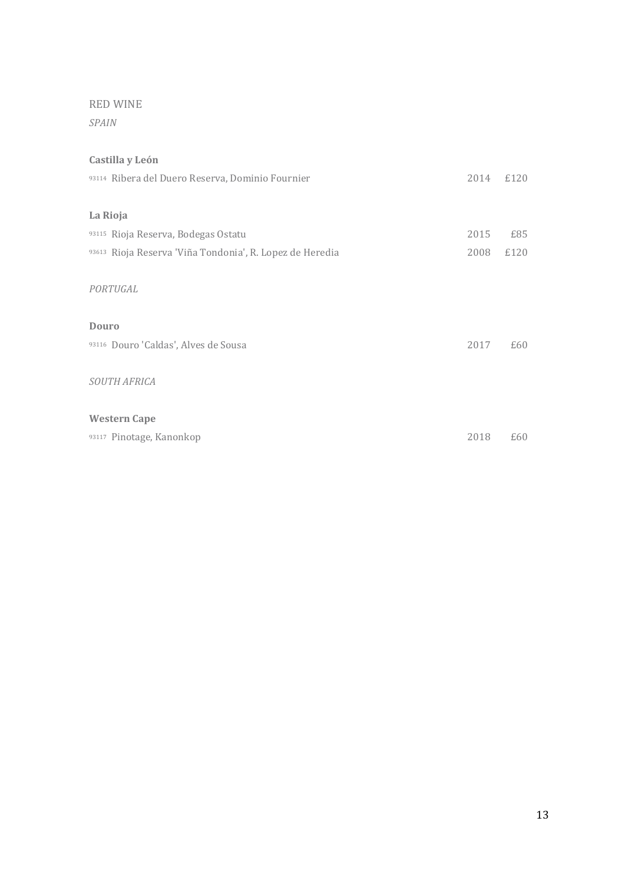## RED WINE

*SPAIN*

**Castilla y León**

| | | | |
|---|---|---|---|
| 93114 | Ribera del Duero Reserva, Dominio Fournier | 2014 | £120 |

**La Rioja**

| | | | |
|---|---|---|---|
| 93115 | Rioja Reserva, Bodegas Ostatu | 2015 | £85 |
| 93613 | Rioja Reserva 'Viña Tondonia', R. Lopez de Heredia | 2008 | £120 |

*PORTUGAL*

**Douro**

| | | | |
|---|---|---|---|
| 93116 | Douro 'Caldas', Alves de Sousa | 2017 | £60 |

*SOUTH AFRICA*

**Western Cape**

| | | | |
|---|---|---|---|
| 93117 | Pinotage, Kanonkop | 2018 | £60 |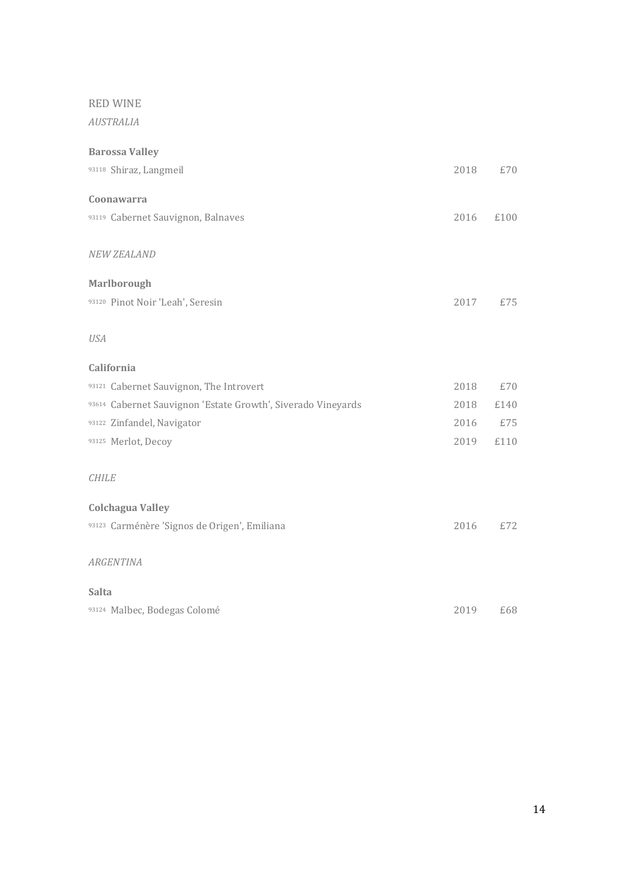# RED WINE

## *AUSTRALIA*

### Barossa Valley

| | | | |
|---|---|---|---|
| 93118 | Shiraz, Langmeil | 2018 | £70 |

### Coonawarra

| | | | |
|---|---|---|---|
| 93119 | Cabernet Sauvignon, Balnaves | 2016 | £100 |

## *NEW ZEALAND*

### Marlborough

| | | | |
|---|---|---|---|
| 93120 | Pinot Noir 'Leah', Seresin | 2017 | £75 |

## *USA*

### California

| | | | |
|---|---|---|---|
| 93121 | Cabernet Sauvignon, The Introvert | 2018 | £70 |
| 93614 | Cabernet Sauvignon 'Estate Growth', Siverado Vineyards | 2018 | £140 |
| 93122 | Zinfandel, Navigator | 2016 | £75 |
| 93125 | Merlot, Decoy | 2019 | £110 |

## *CHILE*

### Colchagua Valley

| | | | |
|---|---|---|---|
| 93123 | Carménère 'Signos de Origen', Emiliana | 2016 | £72 |

## *ARGENTINA*

### Salta

| | | | |
|---|---|---|---|
| 93124 | Malbec, Bodegas Colomé | 2019 | £68 |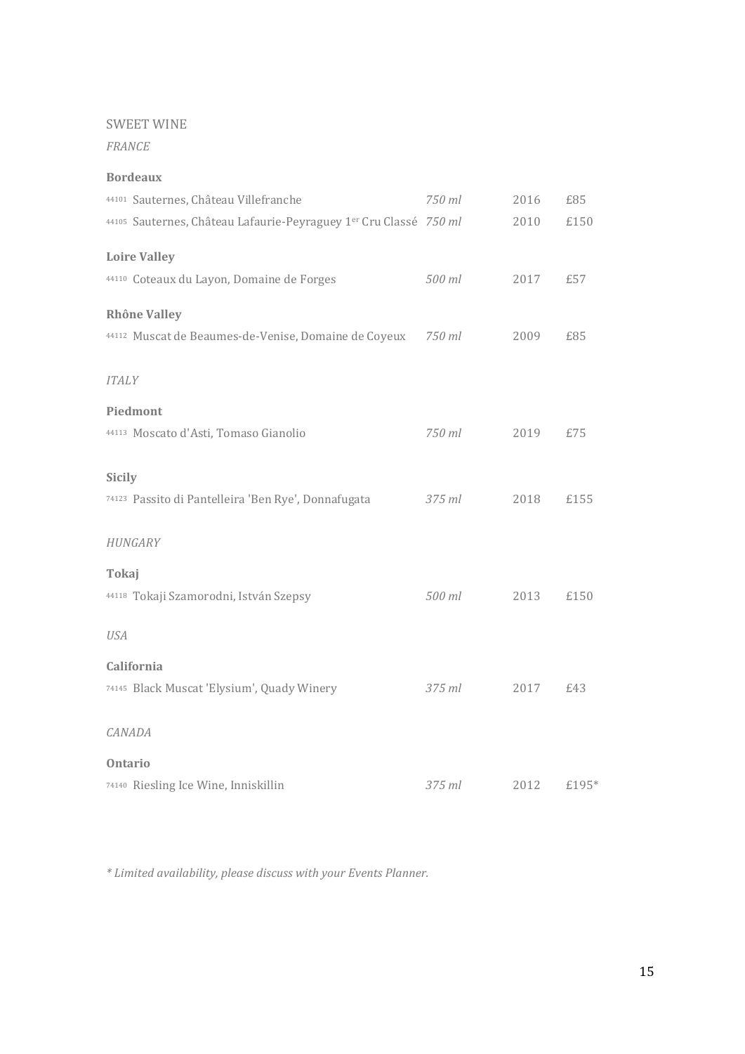## SWEET WINE

*FRANCE*

**Bordeaux**

| | | | | |
|---|---|---|---|---|
| 44101 | Sauternes, Château Villefranche | *750 ml* | 2016 | £85 |
| 44105 | Sauternes, Château Lafaurie-Peyraguey 1er Cru Classé | *750 ml* | 2010 | £150 |

**Loire Valley**

| | | | | |
|---|---|---|---|---|
| 44110 | Coteaux du Layon, Domaine de Forges | *500 ml* | 2017 | £57 |

**Rhône Valley**

| | | | | |
|---|---|---|---|---|
| 44112 | Muscat de Beaumes-de-Venise, Domaine de Coyeux | *750 ml* | 2009 | £85 |

*ITALY*

**Piedmont**

| | | | | |
|---|---|---|---|---|
| 44113 | Moscato d'Asti, Tomaso Gianolio | *750 ml* | 2019 | £75 |

**Sicily**

| | | | | |
|---|---|---|---|---|
| 74123 | Passito di Pantelleira 'Ben Rye', Donnafugata | *375 ml* | 2018 | £155 |

*HUNGARY*

**Tokaj**

| | | | | |
|---|---|---|---|---|
| 44118 | Tokaji Szamorodni, István Szepsy | *500 ml* | 2013 | £150 |

*USA*

**California**

| | | | | |
|---|---|---|---|---|
| 74145 | Black Muscat 'Elysium', Quady Winery | *375 ml* | 2017 | £43 |

*CANADA*

**Ontario**

| | | | | |
|---|---|---|---|---|
| 74140 | Riesling Ice Wine, Inniskillin | *375 ml* | 2012 | £195* |

*\* Limited availability, please discuss with your Events Planner.*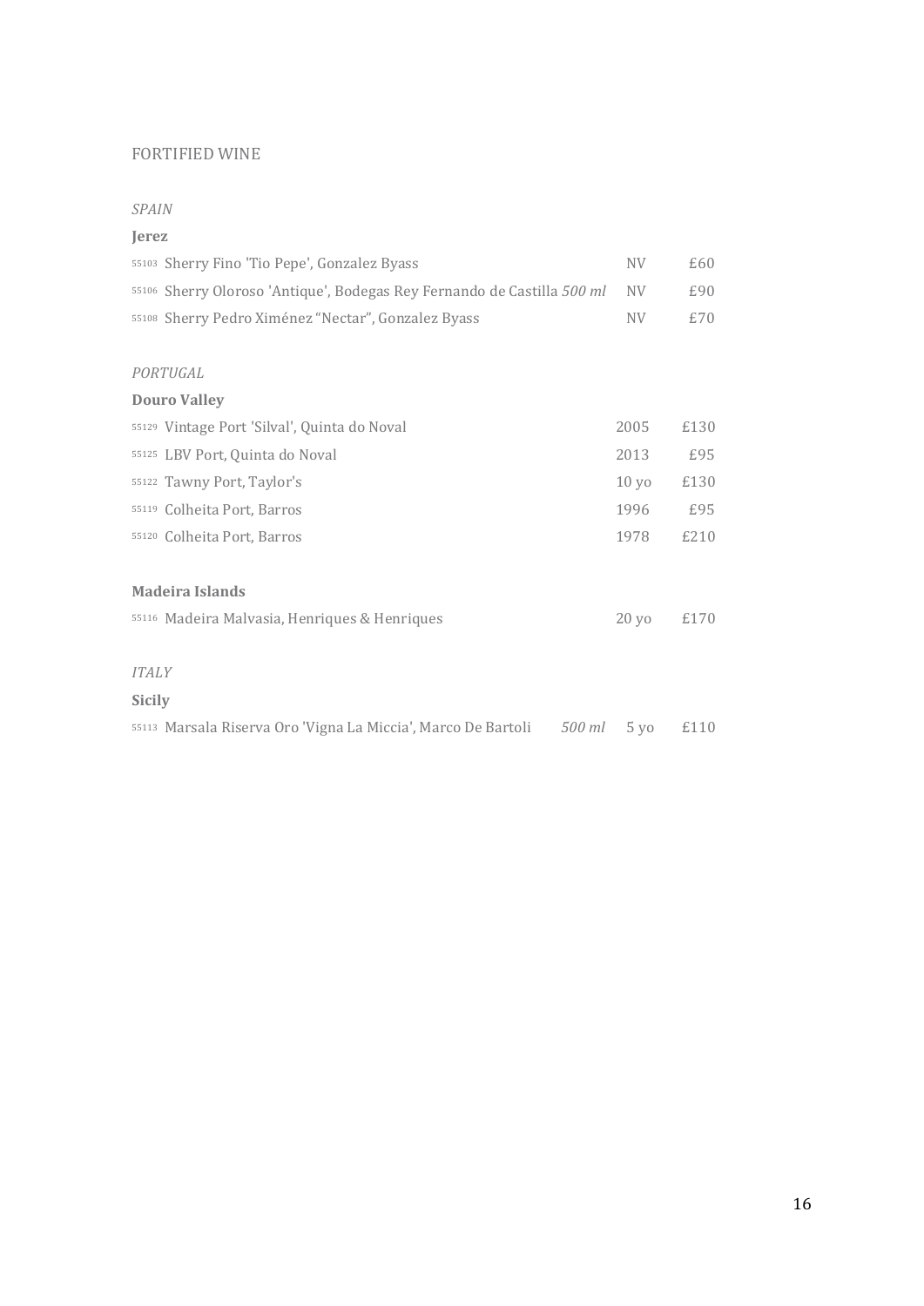# FORTIFIED WINE

## *SPAIN*

### Jerez

| | | | |
|---|---|---|---|
| 55103 | Sherry Fino 'Tio Pepe', Gonzalez Byass | NV | £60 |
| 55106 | Sherry Oloroso 'Antique', Bodegas Rey Fernando de Castilla *500 ml* | NV | £90 |
| 55108 | Sherry Pedro Ximénez "Nectar", Gonzalez Byass | NV | £70 |

## *PORTUGAL*

### Douro Valley

| | | | |
|---|---|---|---|
| 55129 | Vintage Port 'Silval', Quinta do Noval | 2005 | £130 |
| 55125 | LBV Port, Quinta do Noval | 2013 | £95 |
| 55122 | Tawny Port, Taylor's | 10 yo | £130 |
| 55119 | Colheita Port, Barros | 1996 | £95 |
| 55120 | Colheita Port, Barros | 1978 | £210 |

### Madeira Islands

| | | | |
|---|---|---|---|
| 55116 | Madeira Malvasia, Henriques & Henriques | 20 yo | £170 |

## *ITALY*

### Sicily

| | | | |
|---|---|---|---|
| 55113 | Marsala Riserva Oro 'Vigna La Miccia', Marco De Bartoli *500 ml* | 5 yo | £110 |